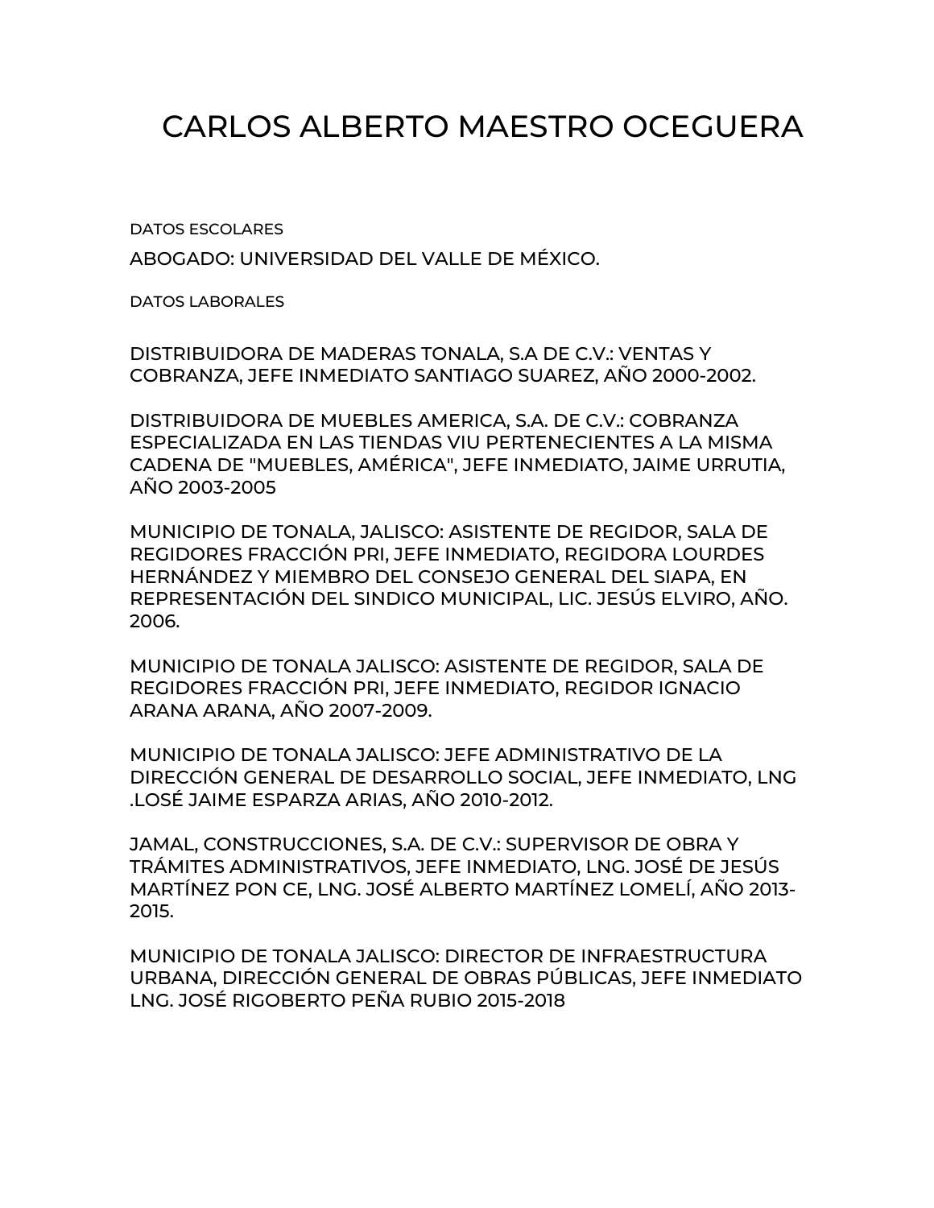# CARLOS ALBERTO MAESTRO OCEGUERA

DATOS ESCOLARES

ABOGADO: UNIVERSIDAD DEL VALLE DE MÉXICO.

DATOS LABORALES

DISTRIBUIDORA DE MADERAS TONALA, S.A DE C.V.: VENTAS Y COBRANZA, JEFE INMEDIATO SANTIAGO SUAREZ, AÑO 2000-2002.

DISTRIBUIDORA DE MUEBLES AMERICA, S.A. DE C.V.: COBRANZA ESPECIALIZADA EN LAS TIENDAS VIU PERTENECIENTES A LA MISMA CADENA DE "MUEBLES, AMÉRICA", JEFE INMEDIATO, JAIME URRUTIA, AÑO 2003-2005

MUNICIPIO DE TONALA, JALISCO: ASISTENTE DE REGIDOR, SALA DE REGIDORES FRACCIÓN PRI, JEFE INMEDIATO, REGIDORA LOURDES HERNÁNDEZ Y MIEMBRO DEL CONSEJO GENERAL DEL SIAPA, EN REPRESENTACIÓN DEL SINDICO MUNICIPAL, LIC. JESÚS ELVIRO, AÑO. 2006.

MUNICIPIO DE TONALA JALISCO: ASISTENTE DE REGIDOR, SALA DE REGIDORES FRACCIÓN PRI, JEFE INMEDIATO, REGIDOR IGNACIO ARANA ARANA, AÑO 2007-2009.

MUNICIPIO DE TONALA JALISCO: JEFE ADMINISTRATIVO DE LA DIRECCIÓN GENERAL DE DESARROLLO SOCIAL, JEFE INMEDIATO, LNG .LOSÉ JAIME ESPARZA ARIAS, AÑO 2010-2012.

JAMAL, CONSTRUCCIONES, S.A. DE C.V.: SUPERVISOR DE OBRA Y TRÁMITES ADMINISTRATIVOS, JEFE INMEDIATO, LNG. JOSÉ DE JESÚS MARTÍNEZ PON CE, LNG. JOSÉ ALBERTO MARTÍNEZ LOMELÍ, AÑO 2013-2015.

MUNICIPIO DE TONALA JALISCO: DIRECTOR DE INFRAESTRUCTURA URBANA, DIRECCIÓN GENERAL DE OBRAS PÚBLICAS, JEFE INMEDIATO LNG. JOSÉ RIGOBERTO PEÑA RUBIO 2015-2018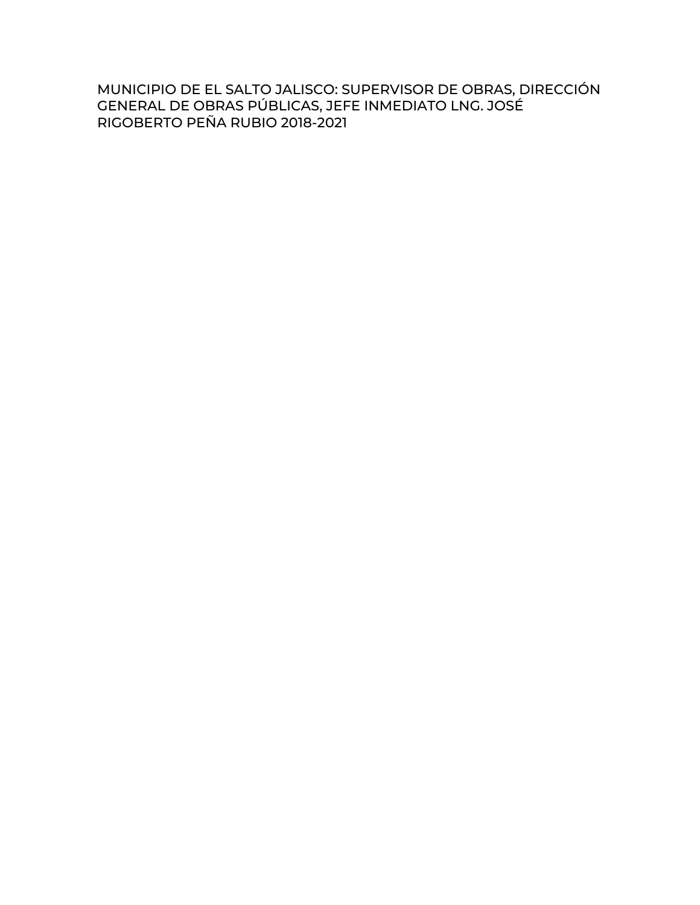MUNICIPIO DE EL SALTO JALISCO: SUPERVISOR DE OBRAS, DIRECCIÓN GENERAL DE OBRAS PÚBLICAS, JEFE INMEDIATO LNG. JOSÉ RIGOBERTO PEÑA RUBIO 2018-2021